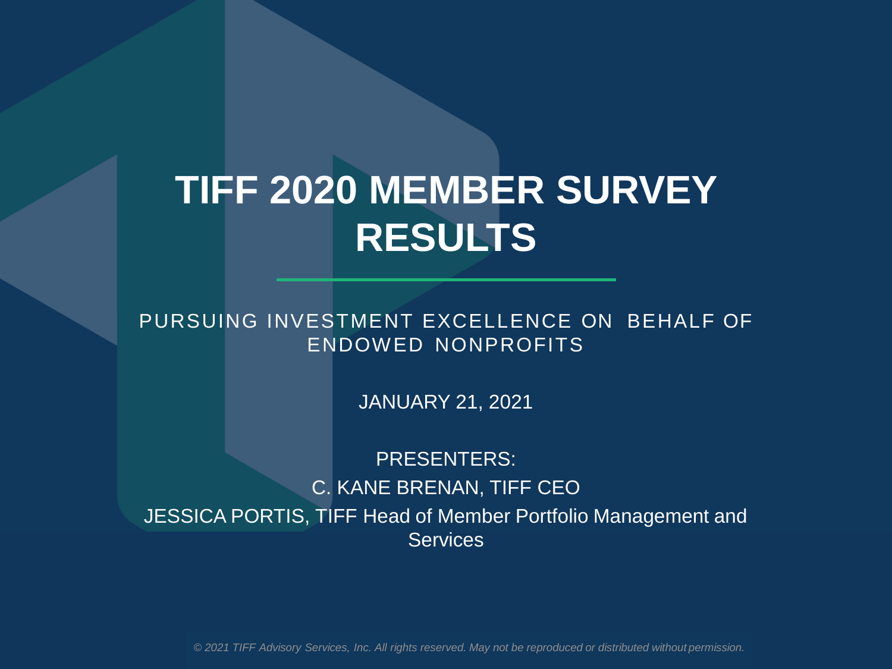# TIFF 2020 MEMBER SURVEY RESULTS

PURSUING INVESTMENT EXCELLENCE ON BEHALF OF ENDOWED NONPROFITS

JANUARY 21, 2021

PRESENTERS:

C. KANE BRENAN, TIFF CEO

JESSICA PORTIS, TIFF Head of Member Portfolio Management and Services

*© 2021 TIFF Advisory Services, Inc. All rights reserved. May not be reproduced or distributed without permission.*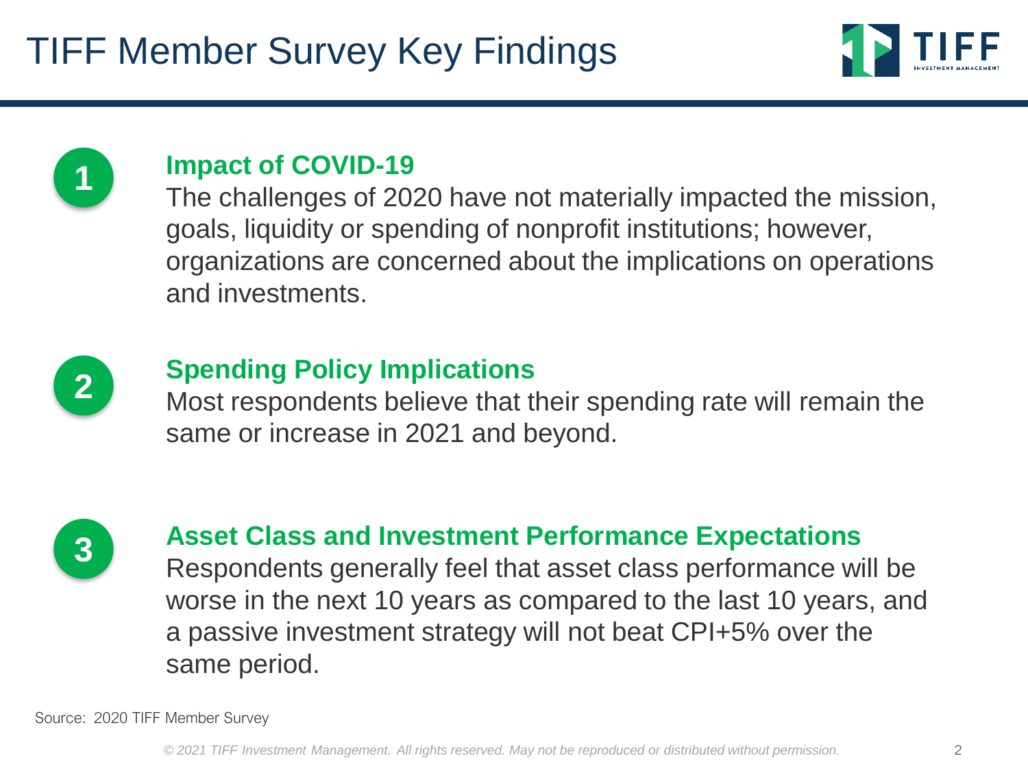# TIFF Member Survey Key Findings

1. **Impact of COVID-19**
   The challenges of 2020 have not materially impacted the mission, goals, liquidity or spending of nonprofit institutions; however, organizations are concerned about the implications on operations and investments.

2. **Spending Policy Implications**
   Most respondents believe that their spending rate will remain the same or increase in 2021 and beyond.

3. **Asset Class and Investment Performance Expectations**
   Respondents generally feel that asset class performance will be worse in the next 10 years as compared to the last 10 years, and a passive investment strategy will not beat CPI+5% over the same period.

Source: 2020 TIFF Member Survey

*© 2021 TIFF Investment Management. All rights reserved. May not be reproduced or distributed without permission.*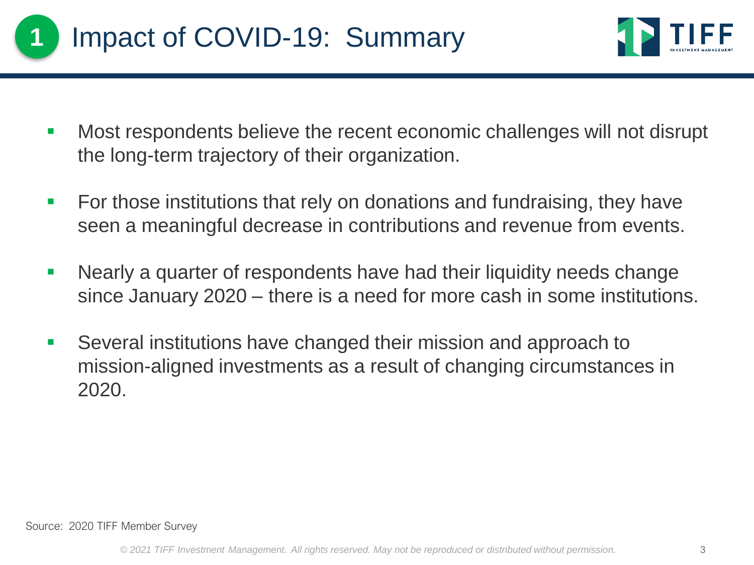# 1 Impact of COVID-19: Summary

- Most respondents believe the recent economic challenges will not disrupt the long-term trajectory of their organization.
- For those institutions that rely on donations and fundraising, they have seen a meaningful decrease in contributions and revenue from events.
- Nearly a quarter of respondents have had their liquidity needs change since January 2020 – there is a need for more cash in some institutions.
- Several institutions have changed their mission and approach to mission-aligned investments as a result of changing circumstances in 2020.

Source: 2020 TIFF Member Survey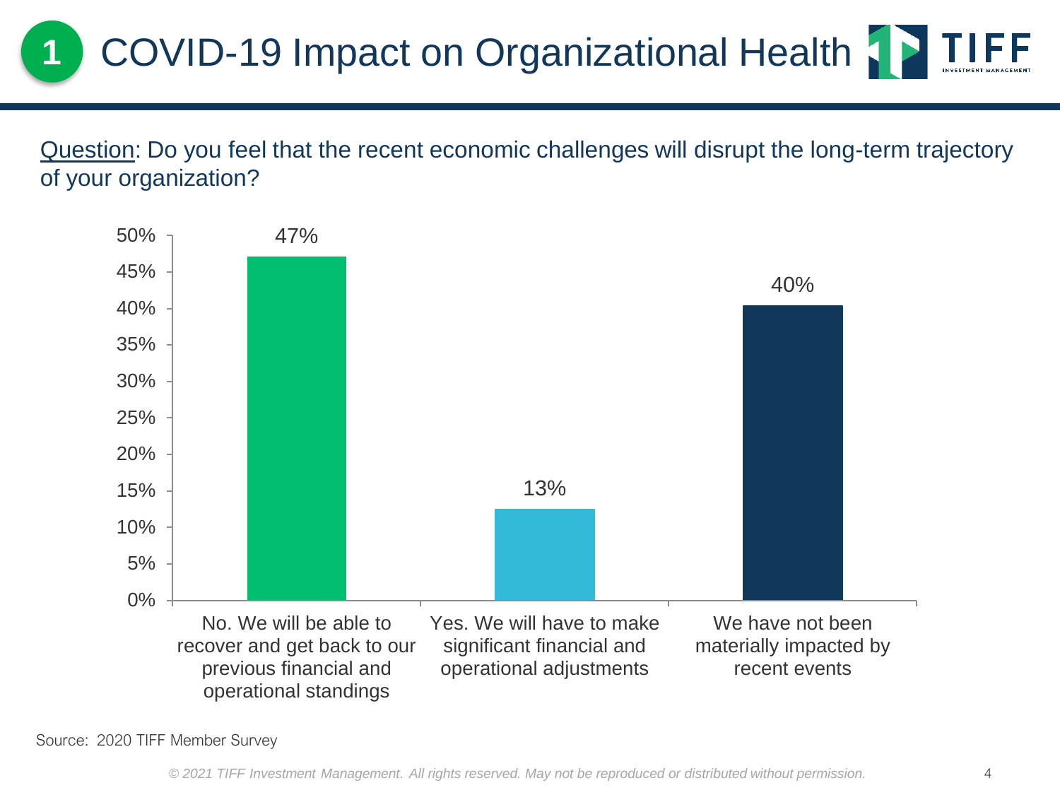# 1 COVID-19 Impact on Organizational Health

Question: Do you feel that the recent economic challenges will disrupt the long-term trajectory of your organization?

| Response | Percentage |
|---|---|
| No. We will be able to recover and get back to our previous financial and operational standings | 47% |
| Yes. We will have to make significant financial and operational adjustments | 13% |
| We have not been materially impacted by recent events | 40% |

Source: 2020 TIFF Member Survey

*© 2021 TIFF Investment Management. All rights reserved. May not be reproduced or distributed without permission.*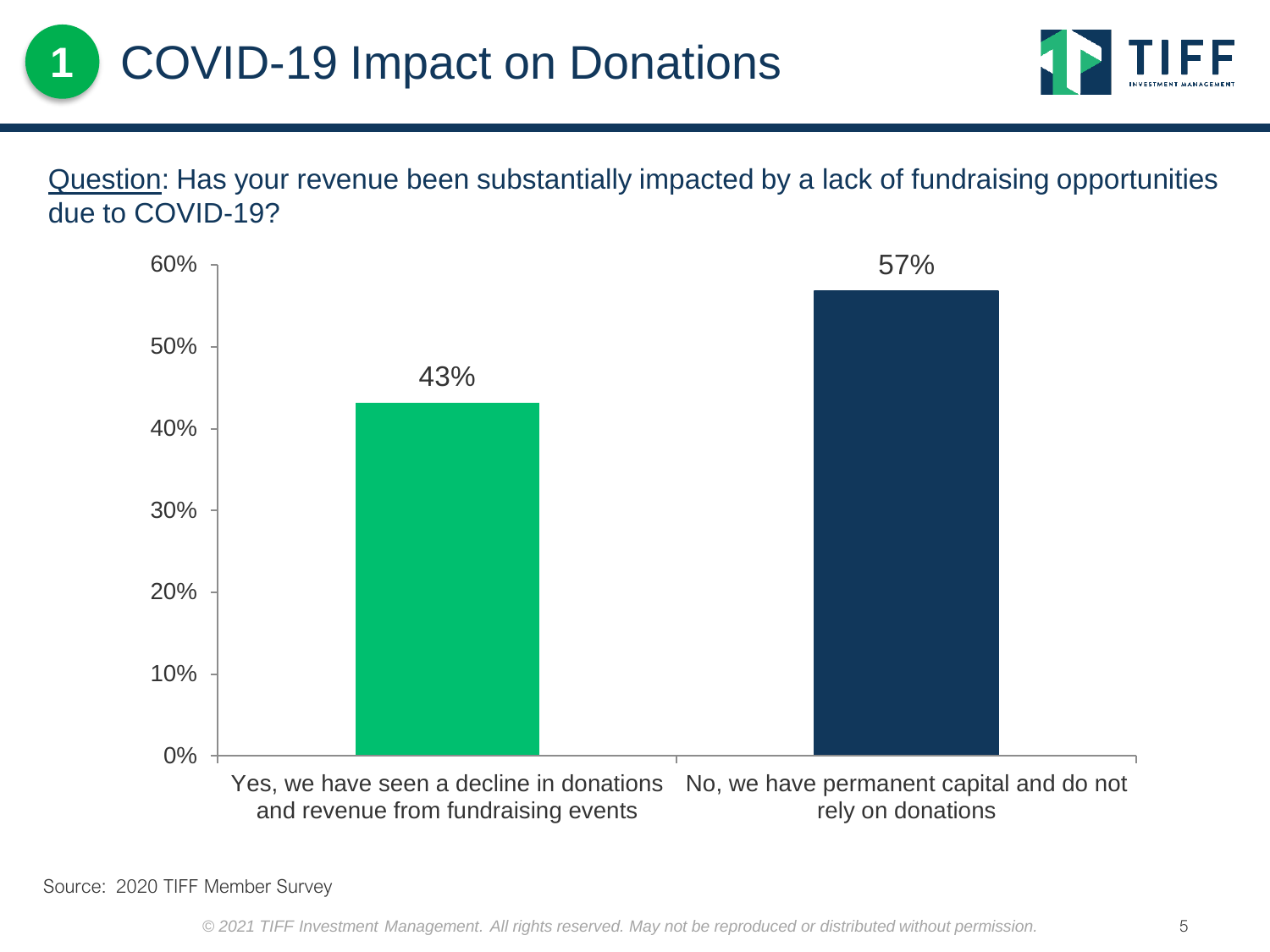# 1 COVID-19 Impact on Donations

Question: Has your revenue been substantially impacted by a lack of fundraising opportunities due to COVID-19?

| Response | Percentage |
| --- | --- |
| Yes, we have seen a decline in donations and revenue from fundraising events | 43% |
| No, we have permanent capital and do not rely on donations | 57% |

Source: 2020 TIFF Member Survey

© 2021 TIFF Investment Management. All rights reserved. May not be reproduced or distributed without permission.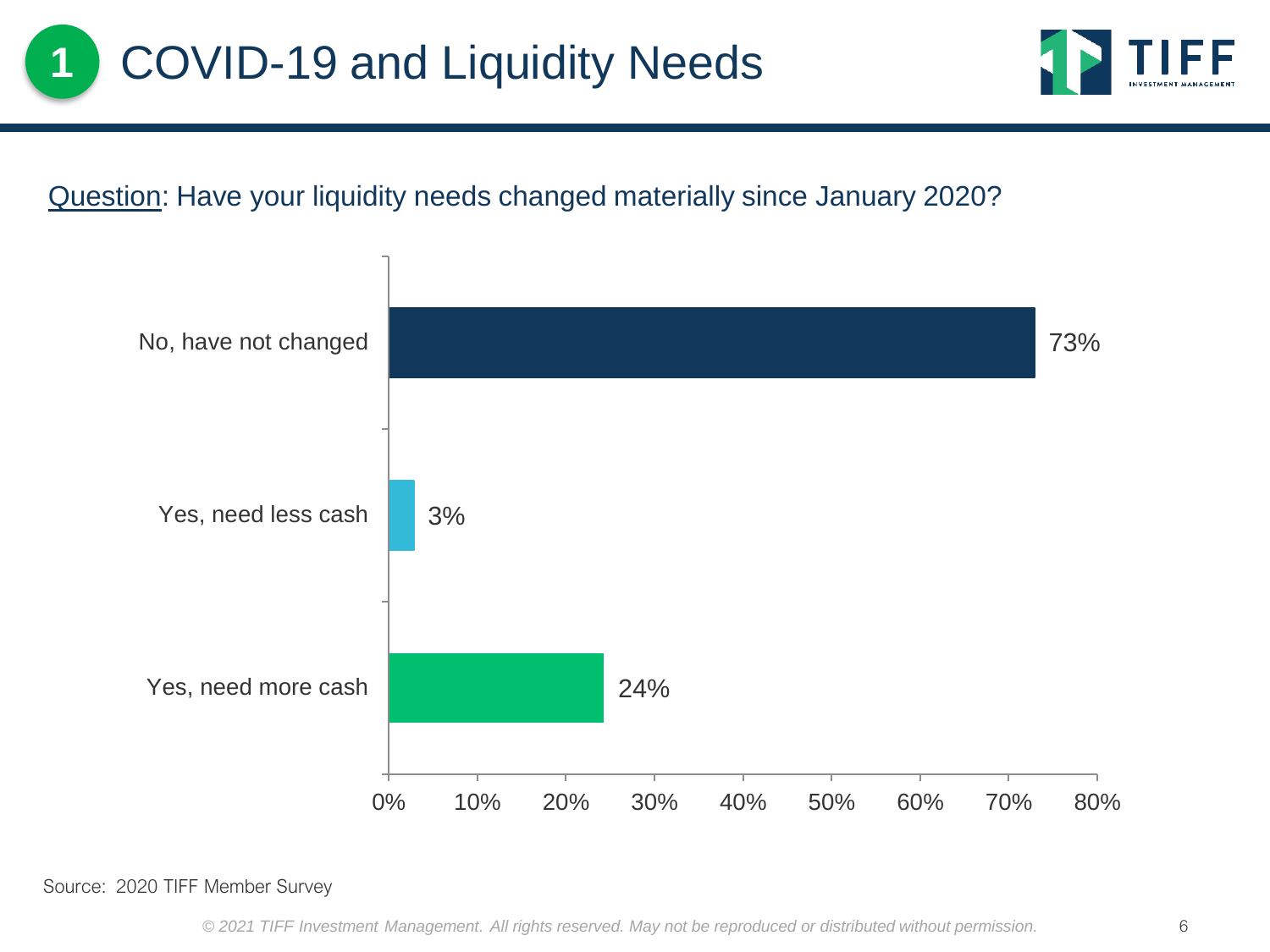# 1 COVID-19 and Liquidity Needs

Question: Have your liquidity needs changed materially since January 2020?

| Response | Percentage |
| --- | --- |
| No, have not changed | 73% |
| Yes, need less cash | 3% |
| Yes, need more cash | 24% |

Source: 2020 TIFF Member Survey

*© 2021 TIFF Investment Management. All rights reserved. May not be reproduced or distributed without permission.*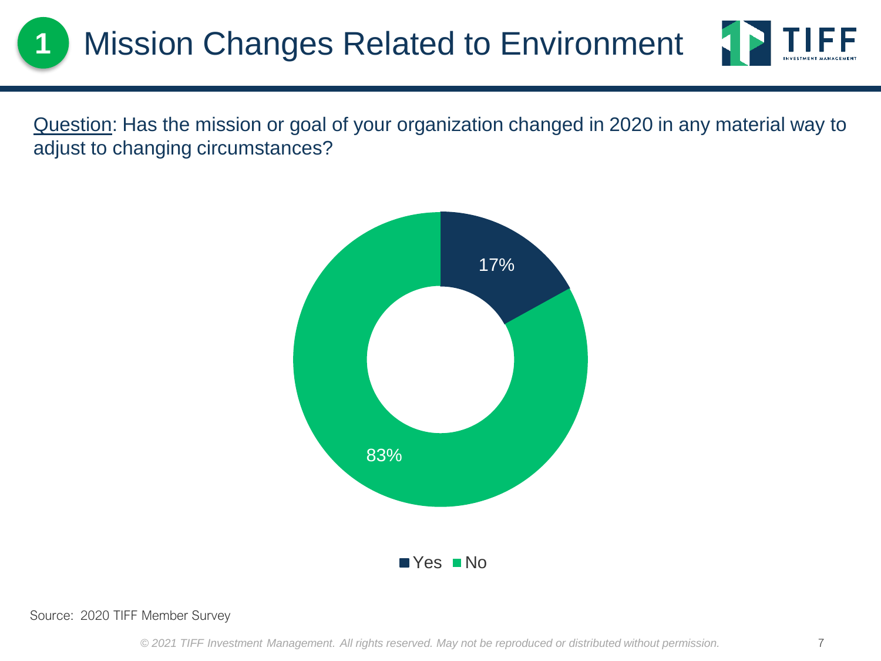# 1 Mission Changes Related to Environment

Question: Has the mission or goal of your organization changed in 2020 in any material way to adjust to changing circumstances?

| Response | Percentage |
| --- | --- |
| Yes | 17% |
| No | 83% |

Source: 2020 TIFF Member Survey

© 2021 TIFF Investment Management. All rights reserved. May not be reproduced or distributed without permission.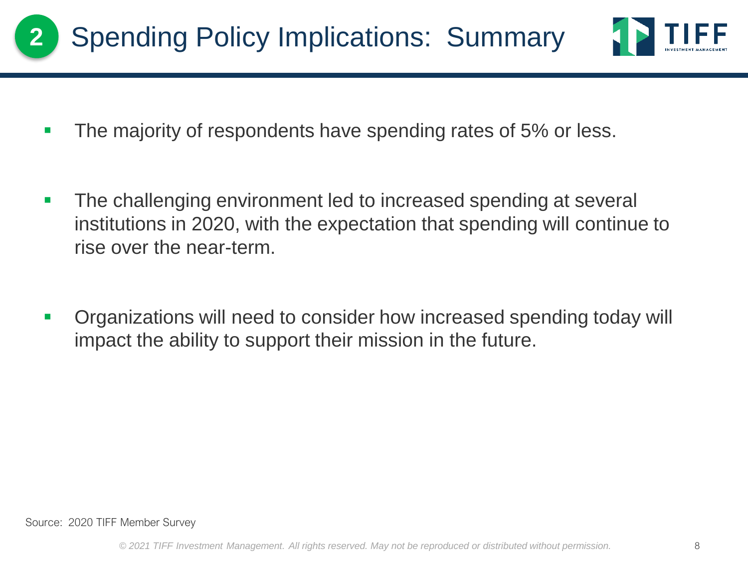# 2 Spending Policy Implications: Summary

- The majority of respondents have spending rates of 5% or less.
- The challenging environment led to increased spending at several institutions in 2020, with the expectation that spending will continue to rise over the near-term.
- Organizations will need to consider how increased spending today will impact the ability to support their mission in the future.

Source: 2020 TIFF Member Survey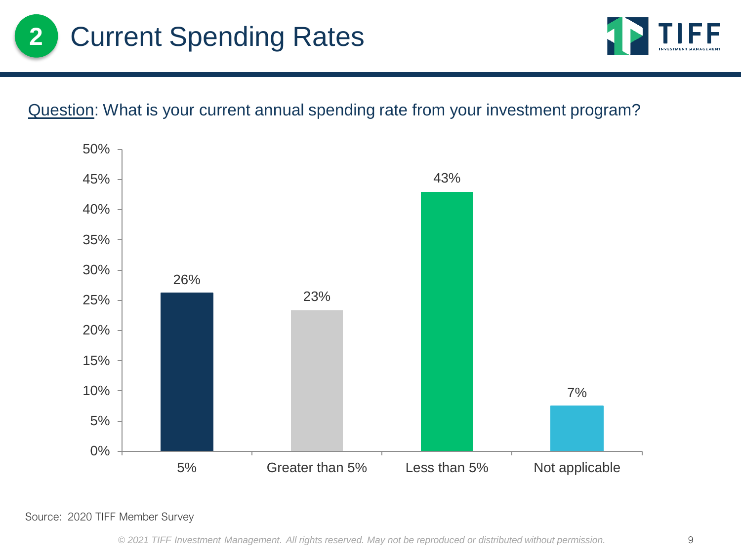# 2 Current Spending Rates

Question: What is your current annual spending rate from your investment program?

| Spending Rate | Percentage |
|---|---|
| 5% | 26% |
| Greater than 5% | 23% |
| Less than 5% | 43% |
| Not applicable | 7% |

Source: 2020 TIFF Member Survey

*© 2021 TIFF Investment Management. All rights reserved. May not be reproduced or distributed without permission.*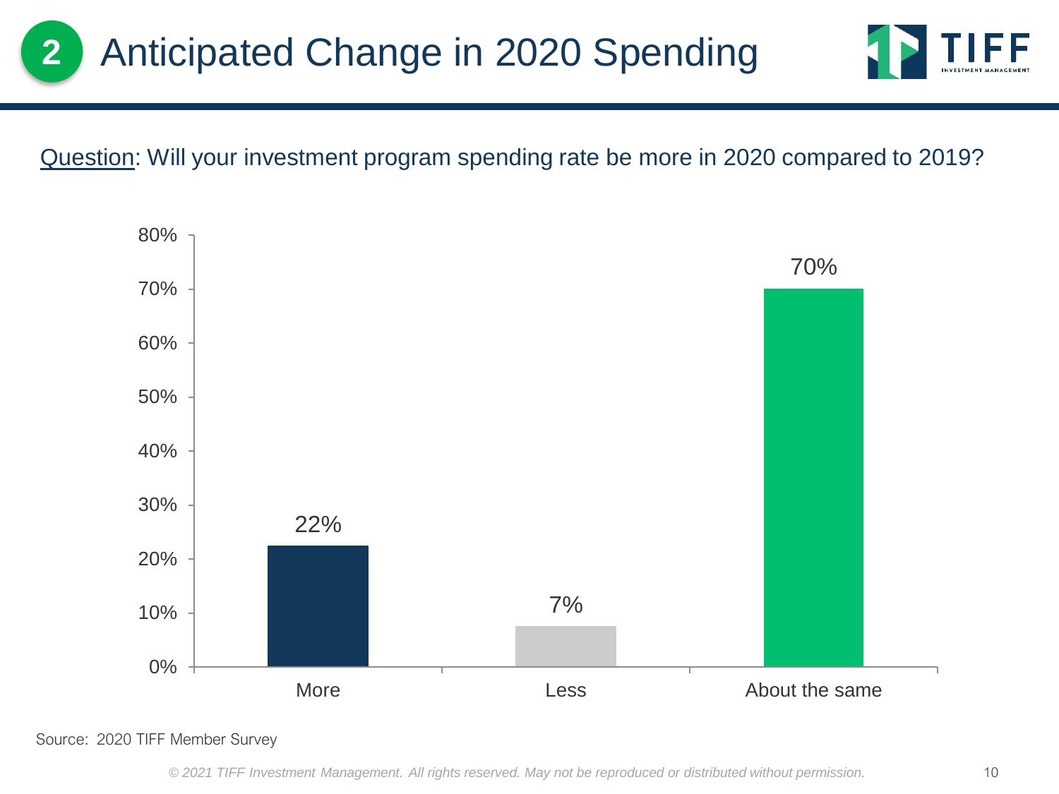# 2 Anticipated Change in 2020 Spending

TIFF INVESTMENT MANAGEMENT

<u>Question</u>: Will your investment program spending rate be more in 2020 compared to 2019?

| Response | Percentage |
| --- | --- |
| More | 22% |
| Less | 7% |
| About the same | 70% |

Source: 2020 TIFF Member Survey

*© 2021 TIFF Investment Management. All rights reserved. May not be reproduced or distributed without permission.*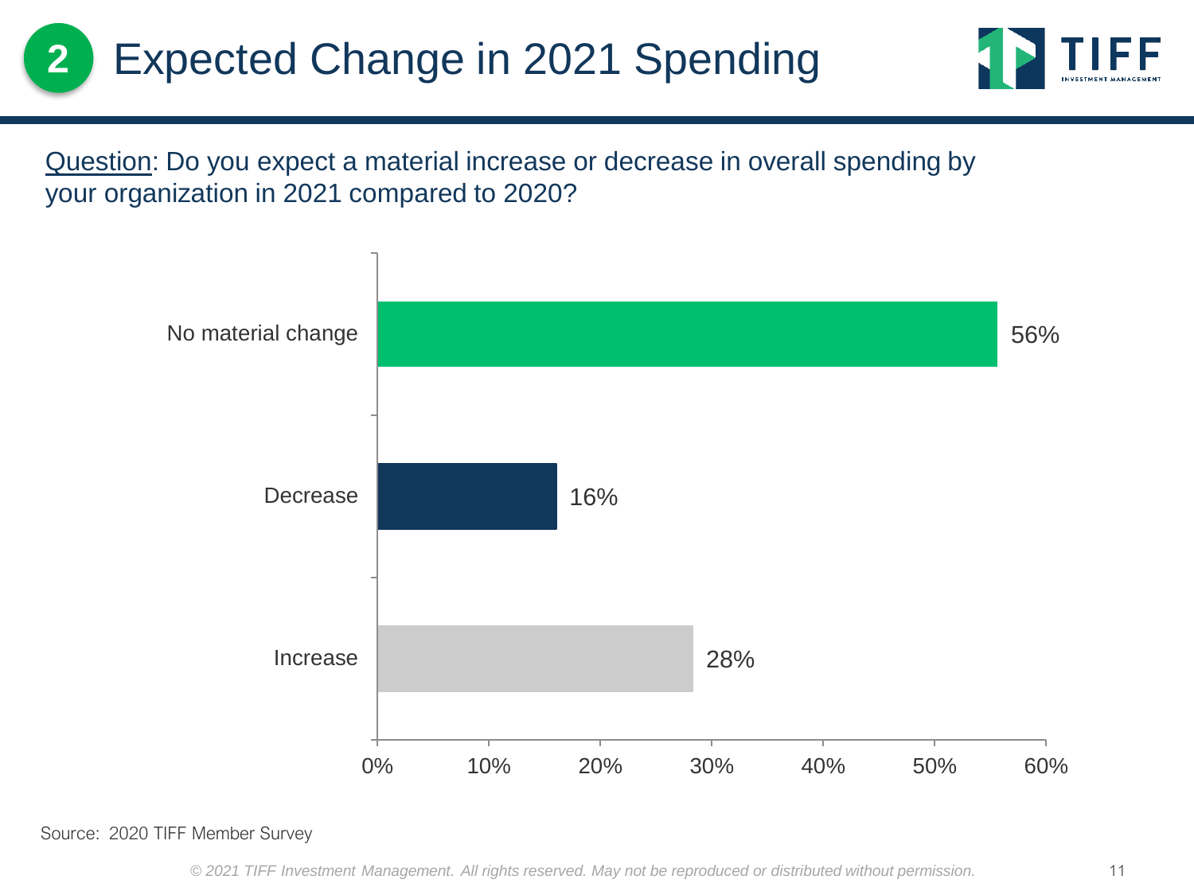# 2 Expected Change in 2021 Spending

Question: Do you expect a material increase or decrease in overall spending by your organization in 2021 compared to 2020?

| Response | Percentage |
| --- | --- |
| No material change | 56% |
| Decrease | 16% |
| Increase | 28% |

Source: 2020 TIFF Member Survey

*© 2021 TIFF Investment Management. All rights reserved. May not be reproduced or distributed without permission.*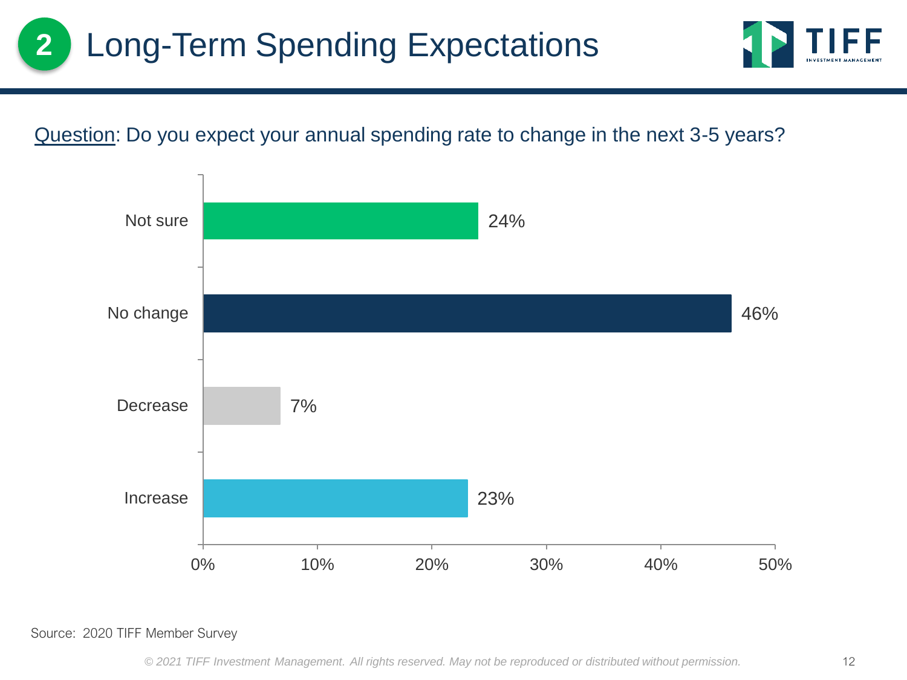# 2 Long-Term Spending Expectations

Question: Do you expect your annual spending rate to change in the next 3-5 years?

| Response | Percentage |
|---|---|
| Not sure | 24% |
| No change | 46% |
| Decrease | 7% |
| Increase | 23% |

Source: 2020 TIFF Member Survey

*© 2021 TIFF Investment Management. All rights reserved. May not be reproduced or distributed without permission.*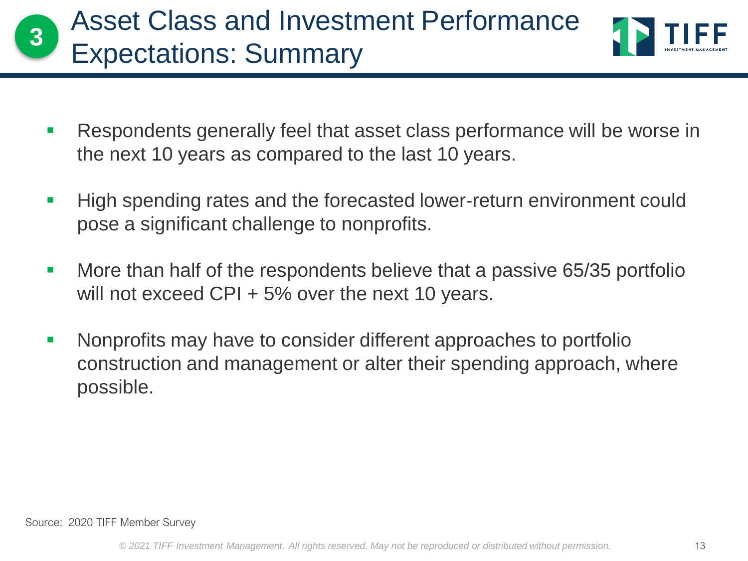# 3 Asset Class and Investment Performance Expectations: Summary

- Respondents generally feel that asset class performance will be worse in the next 10 years as compared to the last 10 years.
- High spending rates and the forecasted lower-return environment could pose a significant challenge to nonprofits.
- More than half of the respondents believe that a passive 65/35 portfolio will not exceed CPI + 5% over the next 10 years.
- Nonprofits may have to consider different approaches to portfolio construction and management or alter their spending approach, where possible.

Source: 2020 TIFF Member Survey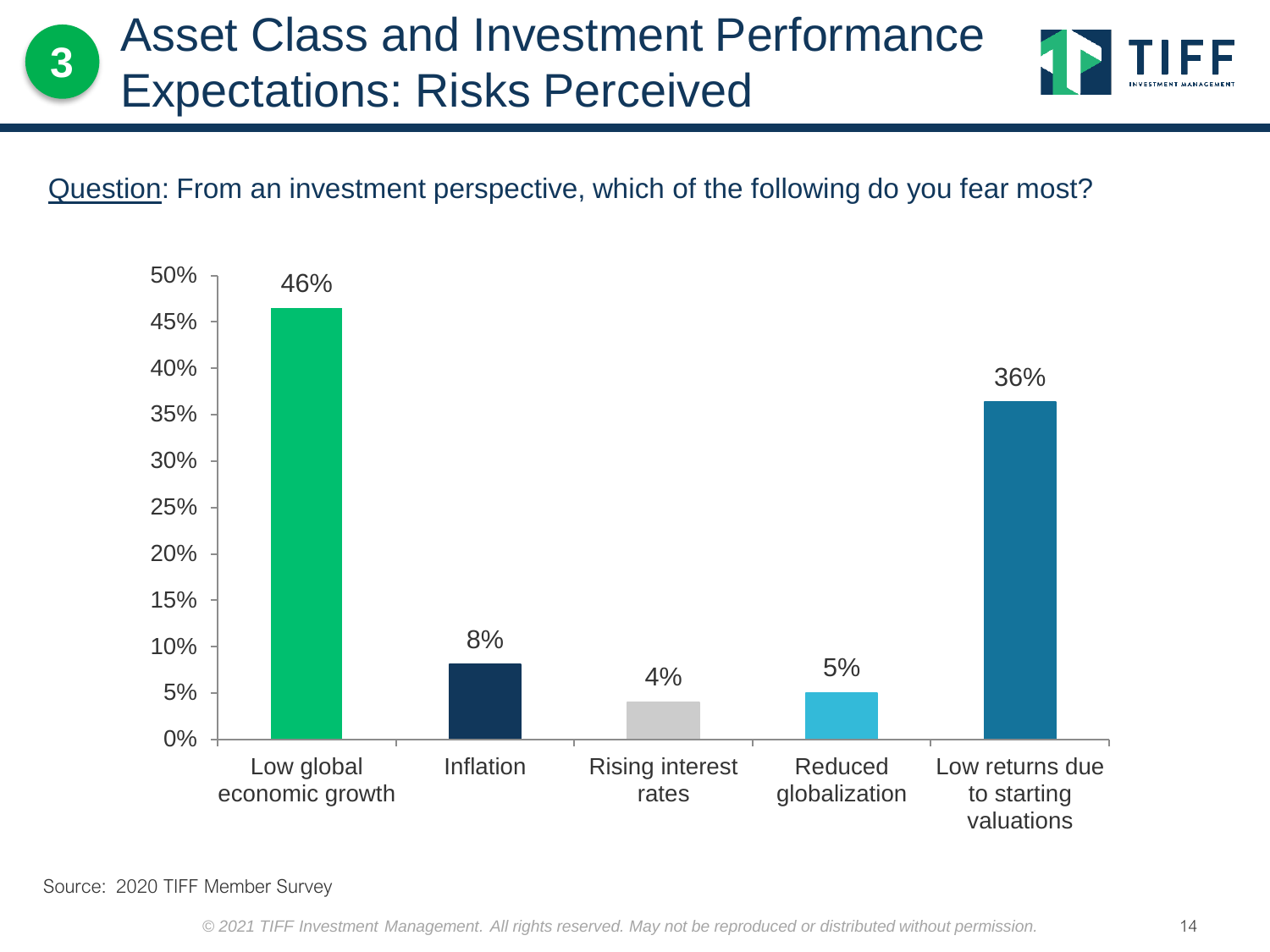# 3 Asset Class and Investment Performance Expectations: Risks Perceived

Question: From an investment perspective, which of the following do you fear most?

| Risk | Percentage |
|---|---|
| Low global economic growth | 46% |
| Inflation | 8% |
| Rising interest rates | 4% |
| Reduced globalization | 5% |
| Low returns due to starting valuations | 36% |

Source: 2020 TIFF Member Survey

*© 2021 TIFF Investment Management. All rights reserved. May not be reproduced or distributed without permission.*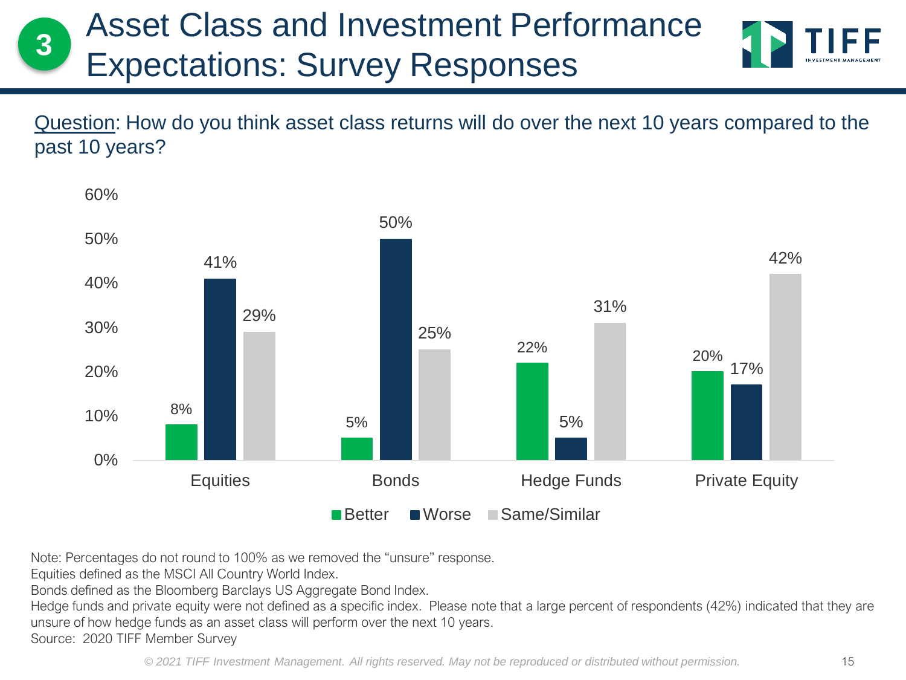# 3 Asset Class and Investment Performance Expectations: Survey Responses

Question: How do you think asset class returns will do over the next 10 years compared to the past 10 years?

| | Better | Worse | Same/Similar |
|---|---|---|---|
| Equities | 8% | 41% | 29% |
| Bonds | 5% | 50% | 25% |
| Hedge Funds | 22% | 5% | 31% |
| Private Equity | 20% | 17% | 42% |

Note: Percentages do not round to 100% as we removed the "unsure" response.
Equities defined as the MSCI All Country World Index.
Bonds defined as the Bloomberg Barclays US Aggregate Bond Index.
Hedge funds and private equity were not defined as a specific index. Please note that a large percent of respondents (42%) indicated that they are unsure of how hedge funds as an asset class will perform over the next 10 years.
Source: 2020 TIFF Member Survey

*© 2021 TIFF Investment Management. All rights reserved. May not be reproduced or distributed without permission.*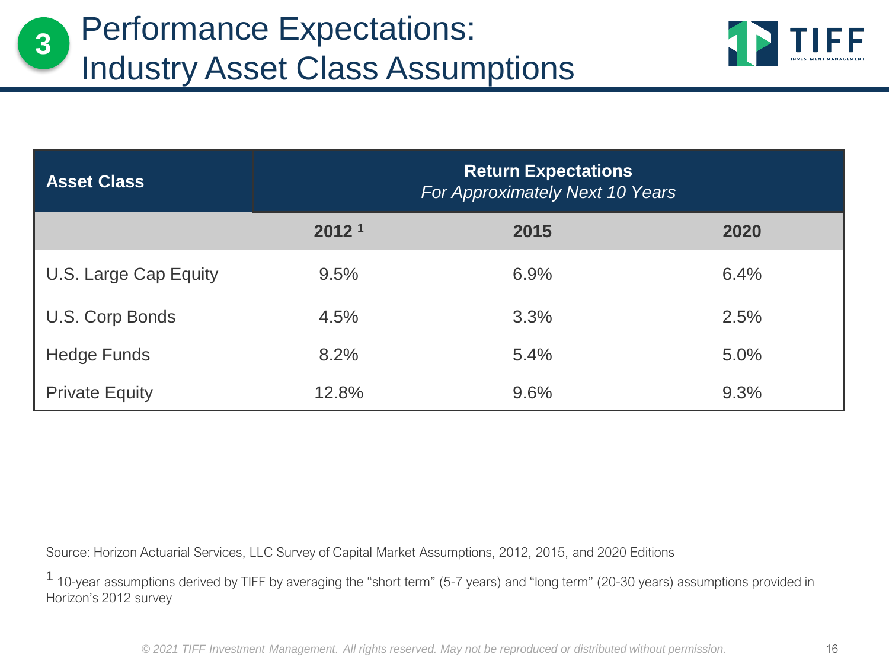# 3 Performance Expectations: Industry Asset Class Assumptions

| Asset Class | Return Expectations *For Approximately Next 10 Years* | | |
|---|---|---|---|
| | **2012 [1]** | **2015** | **2020** |
| U.S. Large Cap Equity | 9.5% | 6.9% | 6.4% |
| U.S. Corp Bonds | 4.5% | 3.3% | 2.5% |
| Hedge Funds | 8.2% | 5.4% | 5.0% |
| Private Equity | 12.8% | 9.6% | 9.3% |

Source: Horizon Actuarial Services, LLC Survey of Capital Market Assumptions, 2012, 2015, and 2020 Editions

[1] 10-year assumptions derived by TIFF by averaging the "short term" (5-7 years) and "long term" (20-30 years) assumptions provided in Horizon's 2012 survey

*© 2021 TIFF Investment Management. All rights reserved. May not be reproduced or distributed without permission.*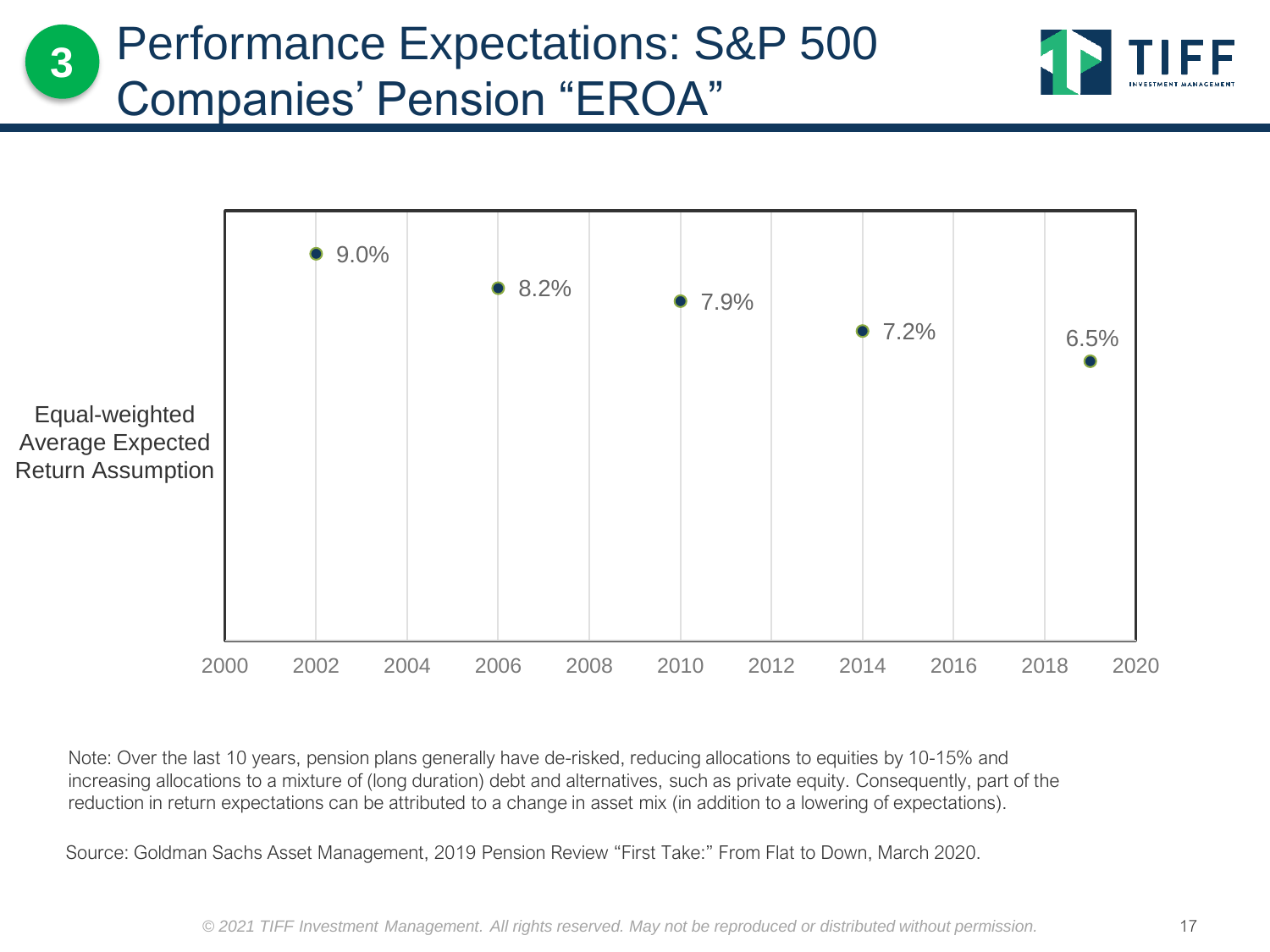# 3 Performance Expectations: S&P 500 Companies' Pension "EROA"

Equal-weighted Average Expected Return Assumption

| Year | EROA |
|---|---|
| 2002 | 9.0% |
| 2006 | 8.2% |
| 2010 | 7.9% |
| 2014 | 7.2% |
| 2019 | 6.5% |

Note: Over the last 10 years, pension plans generally have de-risked, reducing allocations to equities by 10-15% and increasing allocations to a mixture of (long duration) debt and alternatives, such as private equity. Consequently, part of the reduction in return expectations can be attributed to a change in asset mix (in addition to a lowering of expectations).

Source: Goldman Sachs Asset Management, 2019 Pension Review "First Take:" From Flat to Down, March 2020.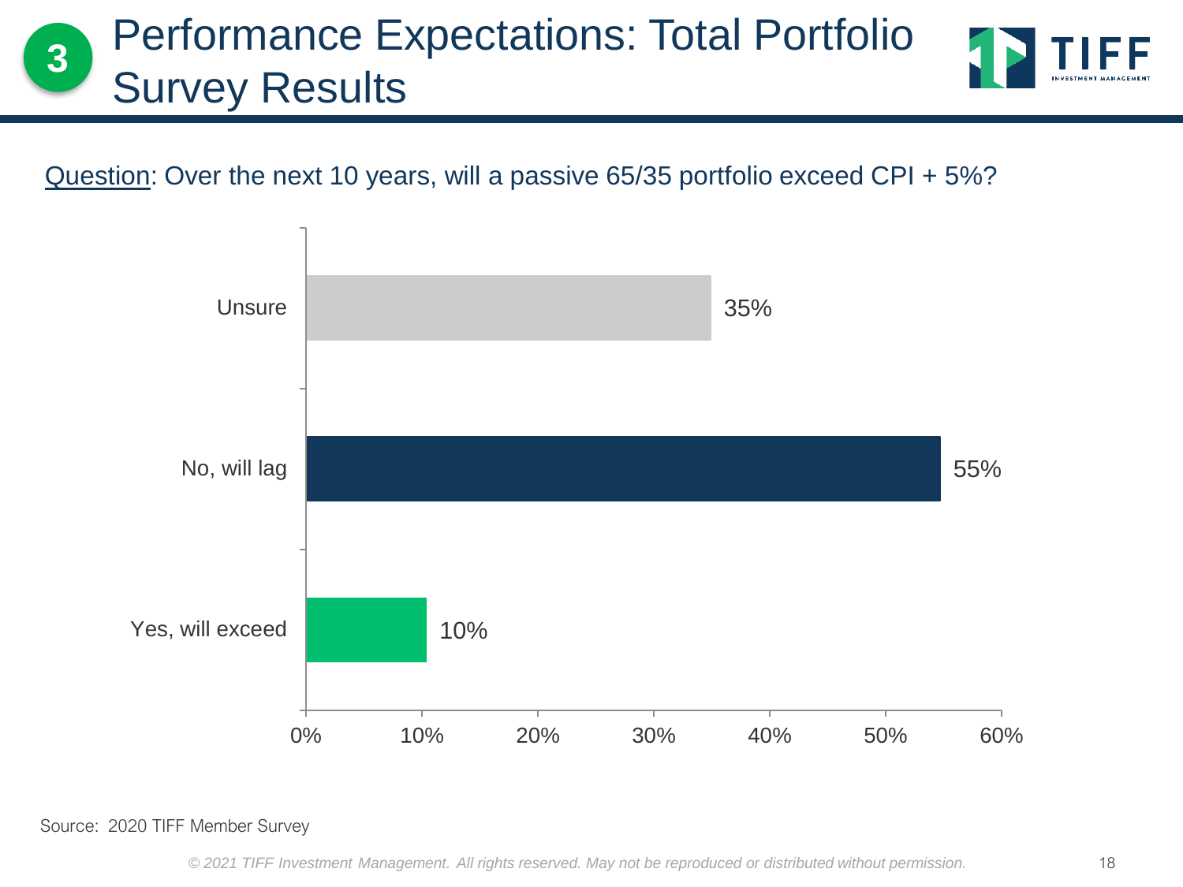# 3 Performance Expectations: Total Portfolio Survey Results

Question: Over the next 10 years, will a passive 65/35 portfolio exceed CPI + 5%?

| Response | Percentage |
| --- | --- |
| Unsure | 35% |
| No, will lag | 55% |
| Yes, will exceed | 10% |

Source: 2020 TIFF Member Survey

*© 2021 TIFF Investment Management. All rights reserved. May not be reproduced or distributed without permission.*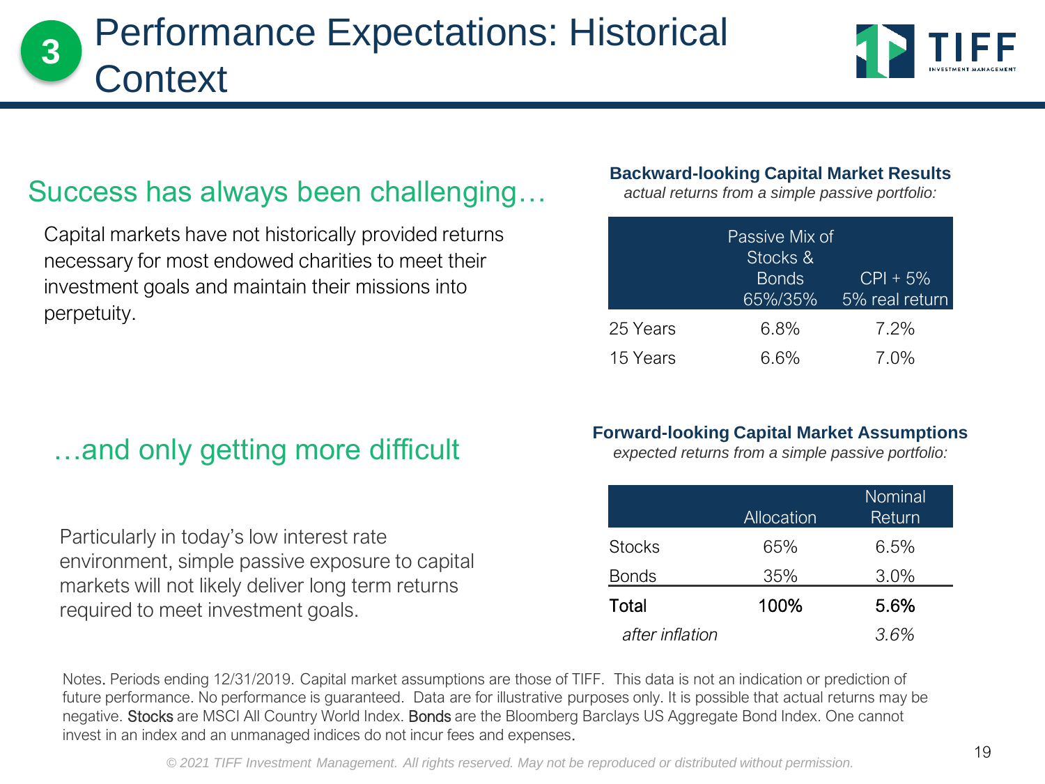# 3 Performance Expectations: Historical Context

## Success has always been challenging…

Capital markets have not historically provided returns necessary for most endowed charities to meet their investment goals and maintain their missions into perpetuity.

**Backward-looking Capital Market Results**
*actual returns from a simple passive portfolio:*

| | Passive Mix of Stocks & Bonds 65%/35% | CPI + 5% 5% real return |
|---|---|---|
| 25 Years | 6.8% | 7.2% |
| 15 Years | 6.6% | 7.0% |

## …and only getting more difficult

Particularly in today's low interest rate environment, simple passive exposure to capital markets will not likely deliver long term returns required to meet investment goals.

**Forward-looking Capital Market Assumptions**
*expected returns from a simple passive portfolio:*

| | Allocation | Nominal Return |
|---|---|---|
| Stocks | 65% | 6.5% |
| Bonds | 35% | 3.0% |
| **Total** | **100%** | **5.6%** |
| *after inflation* | | *3.6%* |

Notes. Periods ending 12/31/2019. Capital market assumptions are those of TIFF. This data is not an indication or prediction of future performance. No performance is guaranteed. Data are for illustrative purposes only. It is possible that actual returns may be negative. Stocks are MSCI All Country World Index. Bonds are the Bloomberg Barclays US Aggregate Bond Index. One cannot invest in an index and an unmanaged indices do not incur fees and expenses.

*© 2021 TIFF Investment Management. All rights reserved. May not be reproduced or distributed without permission.*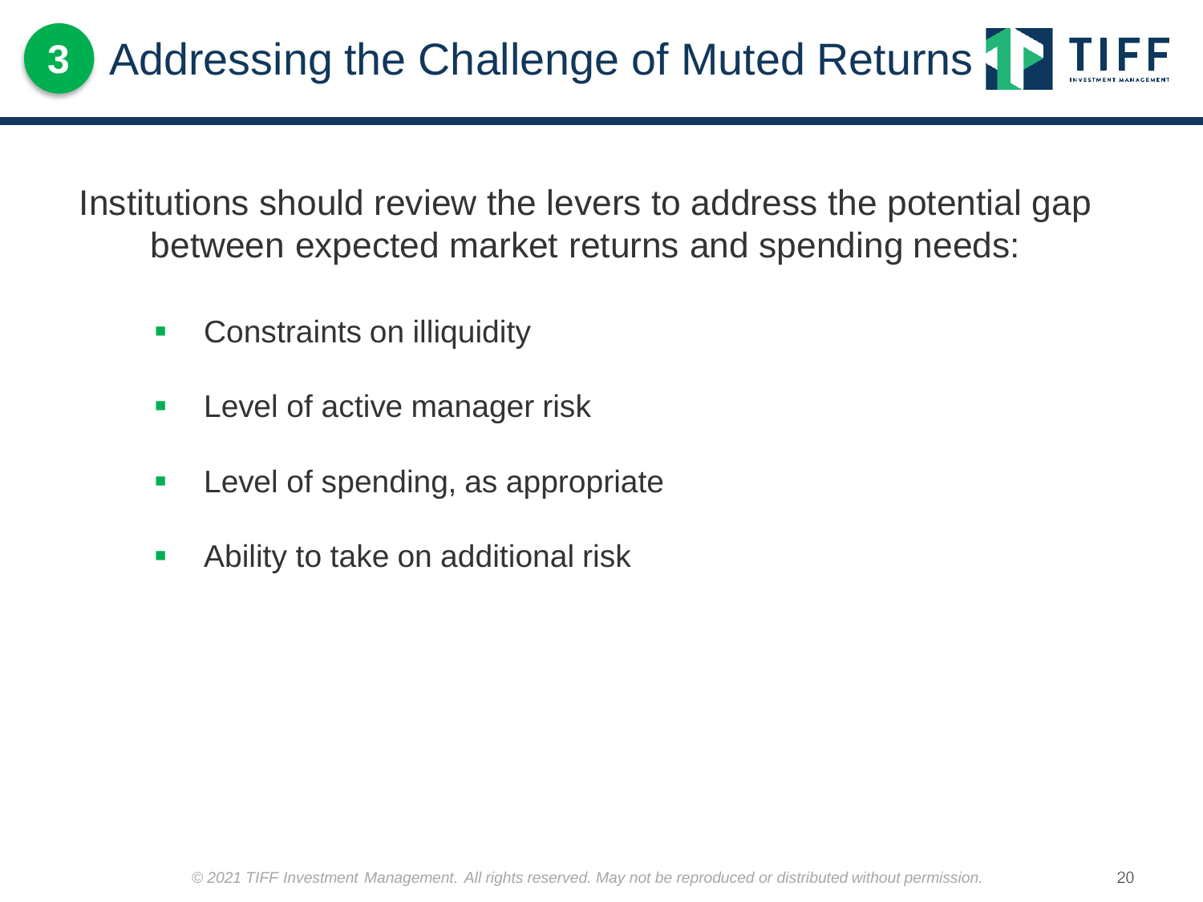# 3 Addressing the Challenge of Muted Returns

Institutions should review the levers to address the potential gap between expected market returns and spending needs:

- Constraints on illiquidity
- Level of active manager risk
- Level of spending, as appropriate
- Ability to take on additional risk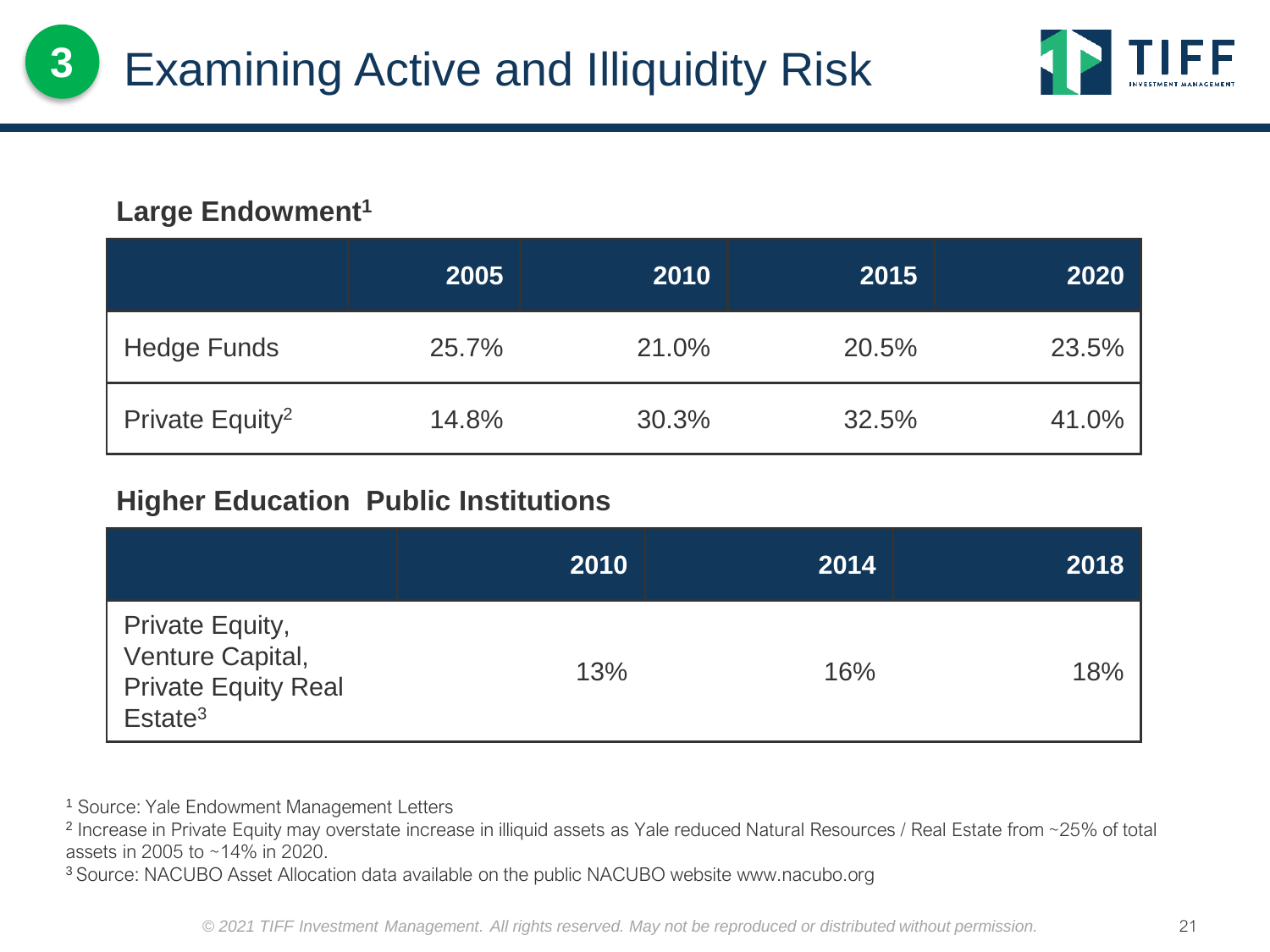# 3 Examining Active and Illiquidity Risk

**Large Endowment**[1]

| | 2005 | 2010 | 2015 | 2020 |
|---|---|---|---|---|
| Hedge Funds | 25.7% | 21.0% | 20.5% | 23.5% |
| Private Equity[2] | 14.8% | 30.3% | 32.5% | 41.0% |

**Higher Education Public Institutions**

| | 2010 | 2014 | 2018 |
|---|---|---|---|
| Private Equity, Venture Capital, Private Equity Real Estate[3] | 13% | 16% | 18% |

[1] Source: Yale Endowment Management Letters

[2] Increase in Private Equity may overstate increase in illiquid assets as Yale reduced Natural Resources / Real Estate from ~25% of total assets in 2005 to ~14% in 2020.

[3] Source: NACUBO Asset Allocation data available on the public NACUBO website www.nacubo.org

*© 2021 TIFF Investment Management. All rights reserved. May not be reproduced or distributed without permission.*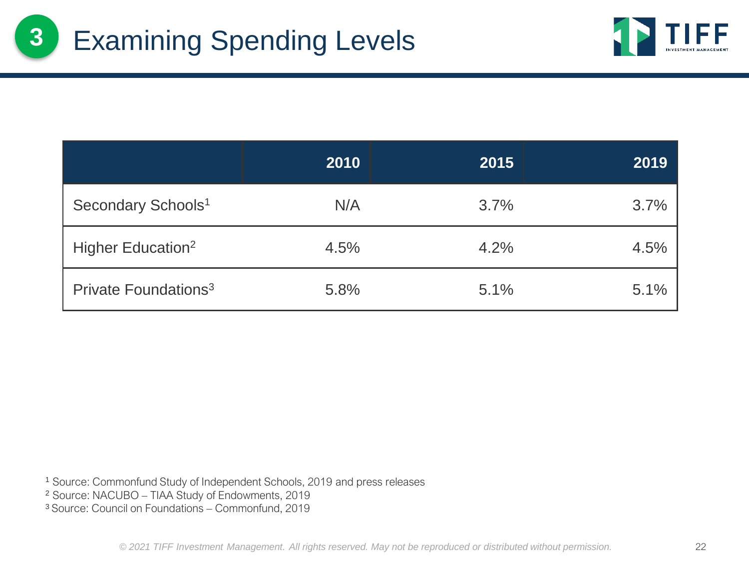# 3 Examining Spending Levels

| | 2010 | 2015 | 2019 |
|---|---|---|---|
| Secondary Schools[1] | N/A | 3.7% | 3.7% |
| Higher Education[2] | 4.5% | 4.2% | 4.5% |
| Private Foundations[3] | 5.8% | 5.1% | 5.1% |

[1] Source: Commonfund Study of Independent Schools, 2019 and press releases
[2] Source: NACUBO – TIAA Study of Endowments, 2019
[3] Source: Council on Foundations – Commonfund, 2019

*© 2021 TIFF Investment Management. All rights reserved. May not be reproduced or distributed without permission.*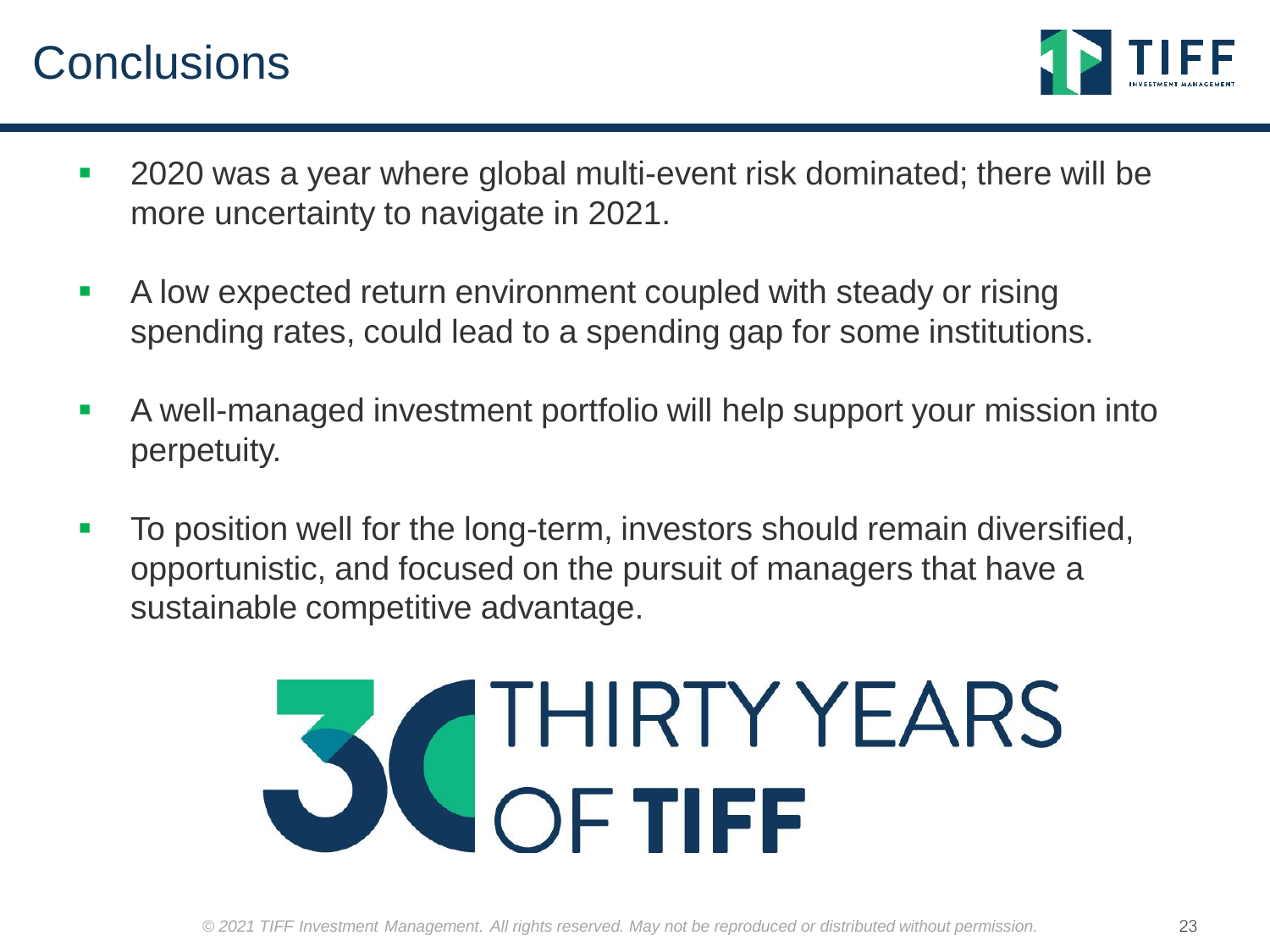# Conclusions

- 2020 was a year where global multi-event risk dominated; there will be more uncertainty to navigate in 2021.
- A low expected return environment coupled with steady or rising spending rates, could lead to a spending gap for some institutions.
- A well-managed investment portfolio will help support your mission into perpetuity.
- To position well for the long-term, investors should remain diversified, opportunistic, and focused on the pursuit of managers that have a sustainable competitive advantage.

THIRTY YEARS OF **TIFF**

*© 2021 TIFF Investment Management. All rights reserved. May not be reproduced or distributed without permission.*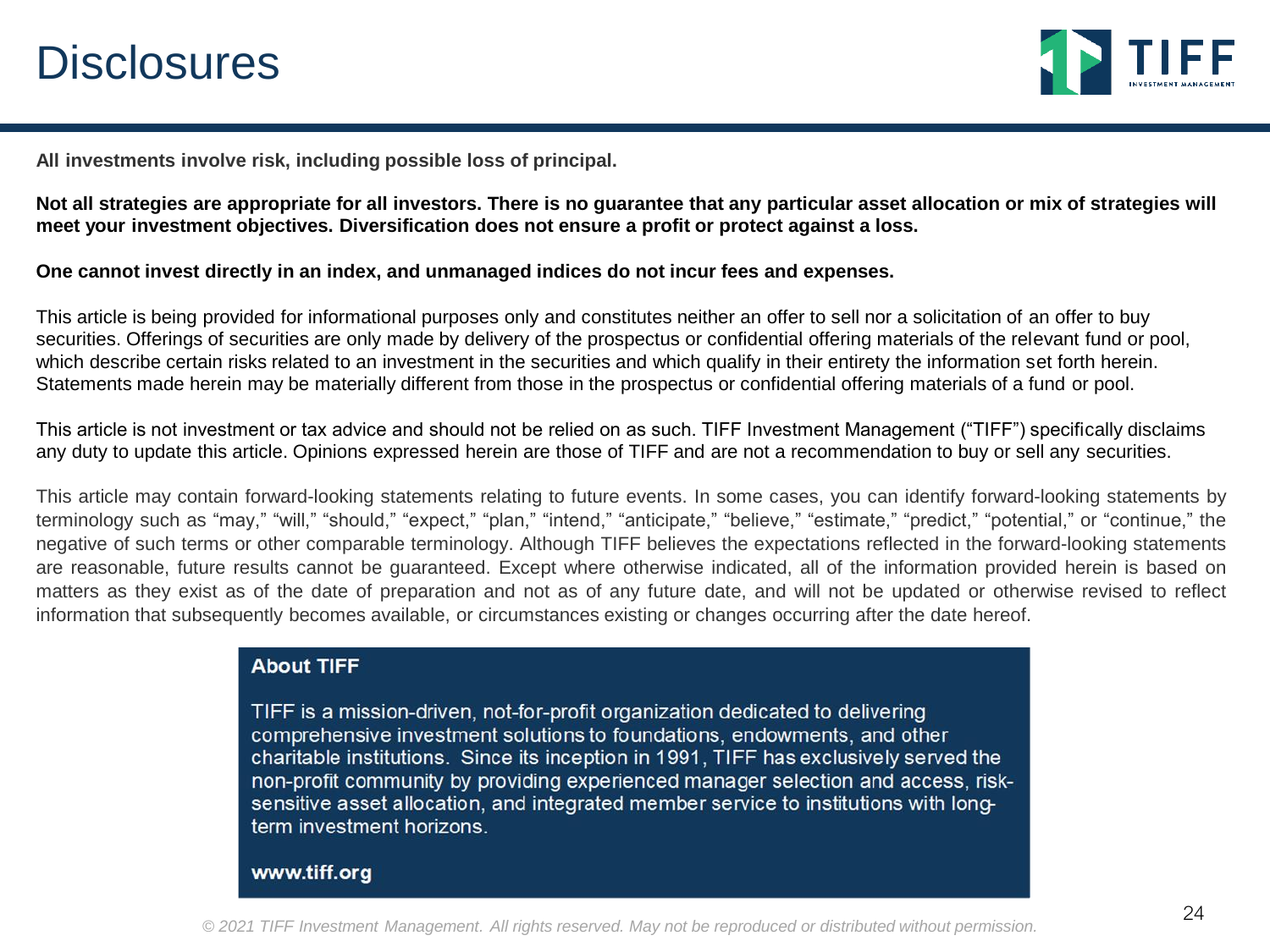# Disclosures

**All investments involve risk, including possible loss of principal.**

**Not all strategies are appropriate for all investors. There is no guarantee that any particular asset allocation or mix of strategies will meet your investment objectives. Diversification does not ensure a profit or protect against a loss.**

**One cannot invest directly in an index, and unmanaged indices do not incur fees and expenses.**

This article is being provided for informational purposes only and constitutes neither an offer to sell nor a solicitation of an offer to buy securities. Offerings of securities are only made by delivery of the prospectus or confidential offering materials of the relevant fund or pool, which describe certain risks related to an investment in the securities and which qualify in their entirety the information set forth herein. Statements made herein may be materially different from those in the prospectus or confidential offering materials of a fund or pool.

This article is not investment or tax advice and should not be relied on as such. TIFF Investment Management ("TIFF") specifically disclaims any duty to update this article. Opinions expressed herein are those of TIFF and are not a recommendation to buy or sell any securities.

This article may contain forward-looking statements relating to future events. In some cases, you can identify forward-looking statements by terminology such as "may," "will," "should," "expect," "plan," "intend," "anticipate," "believe," "estimate," "predict," "potential," or "continue," the negative of such terms or other comparable terminology. Although TIFF believes the expectations reflected in the forward-looking statements are reasonable, future results cannot be guaranteed. Except where otherwise indicated, all of the information provided herein is based on matters as they exist as of the date of preparation and not as of any future date, and will not be updated or otherwise revised to reflect information that subsequently becomes available, or circumstances existing or changes occurring after the date hereof.

**About TIFF**

TIFF is a mission-driven, not-for-profit organization dedicated to delivering comprehensive investment solutions to foundations, endowments, and other charitable institutions. Since its inception in 1991, TIFF has exclusively served the non-profit community by providing experienced manager selection and access, risk-sensitive asset allocation, and integrated member service to institutions with long-term investment horizons.

**www.tiff.org**

*© 2021 TIFF Investment Management. All rights reserved. May not be reproduced or distributed without permission.*